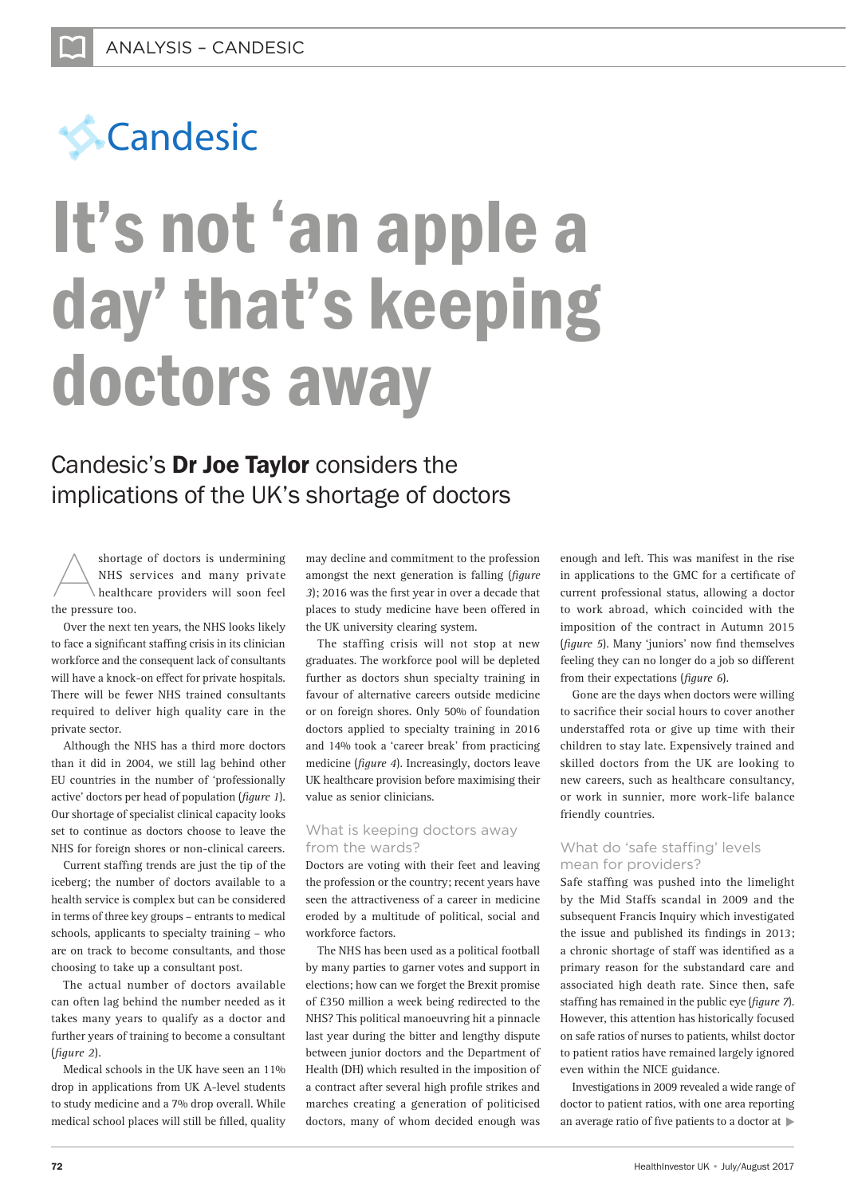Candesic

# It's not 'an apple a day' that's keeping doctors away

## Candesic's **Dr Joe Taylor** considers the implications of the UK's shortage of doctors

A shortage of doctors is undermining NHS services and many private healthcare providers will soon feel the pressure too.

Over the next ten years, the NHS looks likely to face a significant staffing crisis in its clinician workforce and the consequent lack of consultants will have a knock-on effect for private hospitals. There will be fewer NHS trained consultants required to deliver high quality care in the private sector.

Although the NHS has a third more doctors than it did in 2004, we still lag behind other EU countries in the number of 'professionally active' doctors per head of population (*figure 1*). Our shortage of specialist clinical capacity looks set to continue as doctors choose to leave the NHS for foreign shores or non-clinical careers.

Current staffing trends are just the tip of the iceberg; the number of doctors available to a health service is complex but can be considered in terms of three key groups – entrants to medical schools, applicants to specialty training – who are on track to become consultants, and those choosing to take up a consultant post.

The actual number of doctors available can often lag behind the number needed as it takes many years to qualify as a doctor and further years of training to become a consultant (*figure 2*).

Medical schools in the UK have seen an 11% drop in applications from UK A-level students to study medicine and a 7% drop overall. While medical school places will still be filled, quality may decline and commitment to the profession amongst the next generation is falling (*figure 3*); 2016 was the first year in over a decade that places to study medicine have been offered in the UK university clearing system.

The staffing crisis will not stop at new graduates. The workforce pool will be depleted further as doctors shun specialty training in favour of alternative careers outside medicine or on foreign shores. Only 50% of foundation doctors applied to specialty training in 2016 and 14% took a 'career break' from practicing medicine (*figure 4*). Increasingly, doctors leave UK healthcare provision before maximising their value as senior clinicians.

### What is keeping doctors away from the wards?

Doctors are voting with their feet and leaving the profession or the country; recent years have seen the attractiveness of a career in medicine eroded by a multitude of political, social and workforce factors.

The NHS has been used as a political football by many parties to garner votes and support in elections; how can we forget the Brexit promise of £350 million a week being redirected to the NHS? This political manoeuvring hit a pinnacle last year during the bitter and lengthy dispute between junior doctors and the Department of Health (DH) which resulted in the imposition of a contract after several high profile strikes and marches creating a generation of politicised doctors, many of whom decided enough was enough and left. This was manifest in the rise in applications to the GMC for a certificate of current professional status, allowing a doctor to work abroad, which coincided with the imposition of the contract in Autumn 2015 (*figure 5*). Many 'juniors' now find themselves feeling they can no longer do a job so different from their expectations (*figure 6*).

Gone are the days when doctors were willing to sacrifice their social hours to cover another understaffed rota or give up time with their children to stay late. Expensively trained and skilled doctors from the UK are looking to new careers, such as healthcare consultancy, or work in sunnier, more work-life balance friendly countries.

### What do 'safe staffing' levels mean for providers?

Safe staffing was pushed into the limelight by the Mid Staffs scandal in 2009 and the subsequent Francis Inquiry which investigated the issue and published its findings in 2013; a chronic shortage of staff was identified as a primary reason for the substandard care and associated high death rate. Since then, safe staffing has remained in the public eye (*figure 7*). However, this attention has historically focused on safe ratios of nurses to patients, whilst doctor to patient ratios have remained largely ignored even within the NICE guidance.

Investigations in 2009 revealed a wide range of doctor to patient ratios, with one area reporting an average ratio of five patients to a doctor at ▶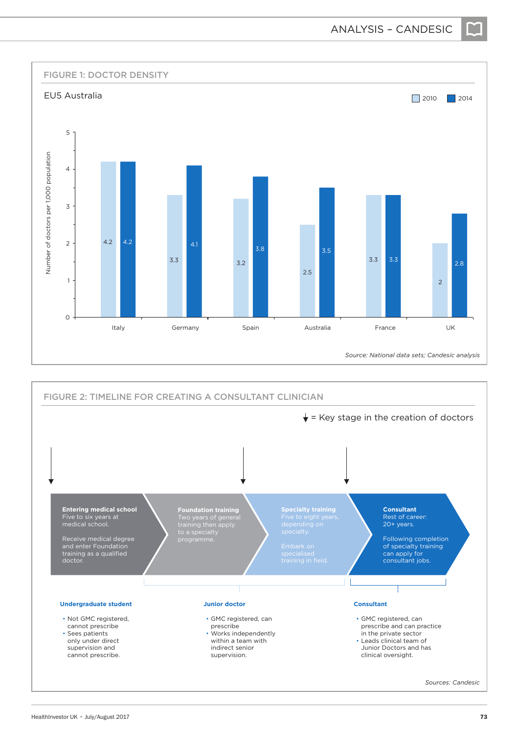## FIGURE 1: DOCTOR DENSITY

EU5 Australia

Number of doctors per 1,000 population

| Country | 2010 | 2014 |
|---|---|---|
| Italy | 4.2 | 4.2 |
| Germany | 3.3 | 4.1 |
| Spain | 3.2 | 3.8 |
| Australia | 2.5 | 3.5 |
| France | 3.3 | 3.3 |
| UK | 2 | 2.8 |

*Source: National data sets; Candesic analysis*

## FIGURE 2: TIMELINE FOR CREATING A CONSULTANT CLINICIAN

↓ = Key stage in the creation of doctors

**Entering medical school**
Five to six years at medical school.

Receive medical degree and enter Foundation training as a qualified doctor.

**Foundation training**
Two years of general training then apply to a specialty programme.

**Specialty training**
Five to eight years, depending on specialty.

Embark on specialised training in field.

**Consultant**
Rest of career: 20+ years.

Following completion of specialty training can apply for consultant jobs.

**Undergraduate student**

- Not GMC registered, cannot prescribe
- Sees patients only under direct supervision and cannot prescribe.

**Junior doctor**

- GMC registered, can prescribe
- Works independently within a team with indirect senior supervision.

**Consultant**

- GMC registered, can prescribe and can practice in the private sector
- Leads clinical team of Junior Doctors and has clinical oversight.

*Sources: Candesic*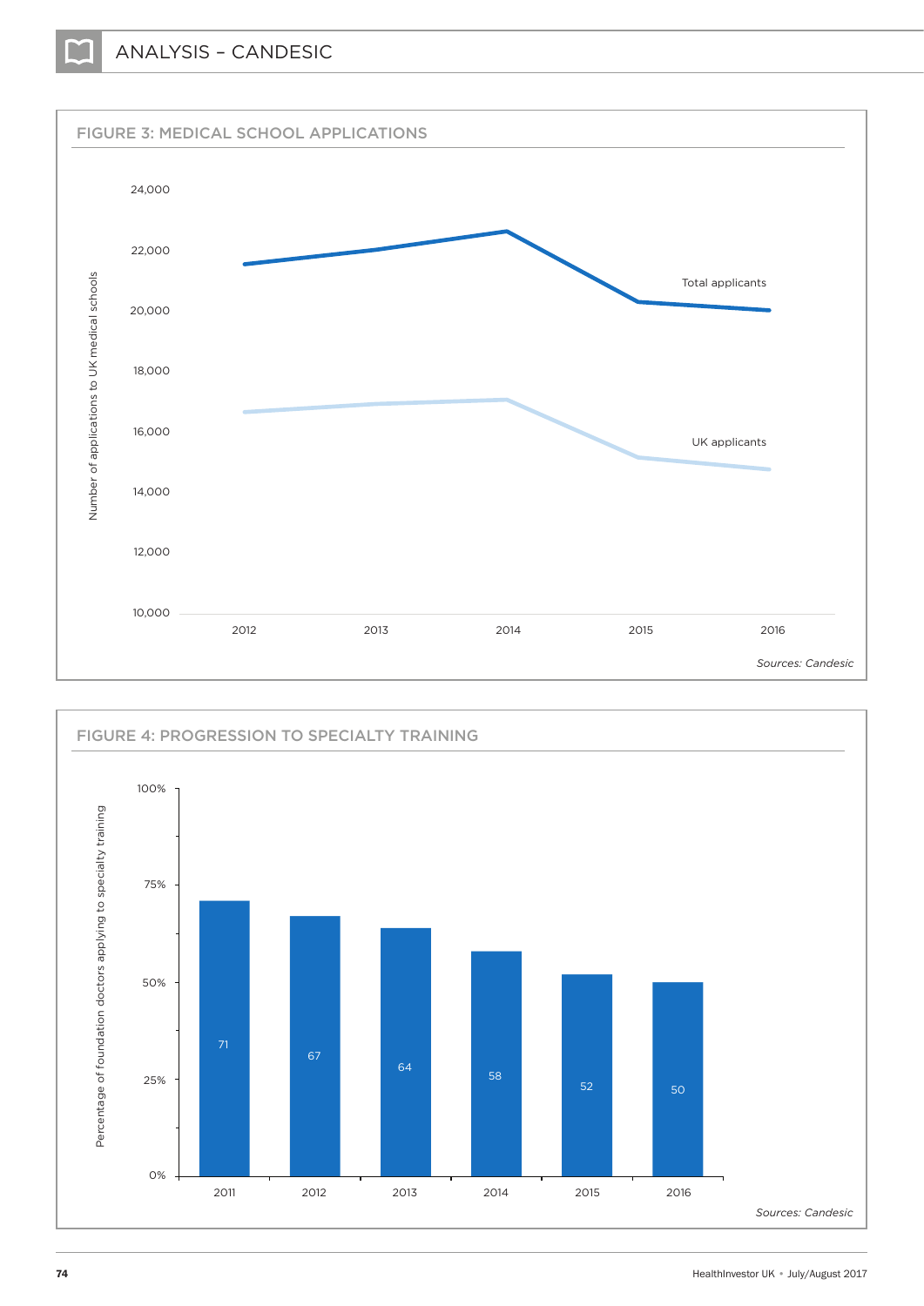## FIGURE 3: MEDICAL SCHOOL APPLICATIONS

Number of applications to UK medical schools

24,000
22,000
20,000
18,000
16,000
14,000
12,000
10,000

Total applicants

UK applicants

2012 2013 2014 2015 2016

*Sources: Candesic*

## FIGURE 4: PROGRESSION TO SPECIALTY TRAINING

Percentage of foundation doctors applying to specialty training

| Year | % |
|---|---|
| 2011 | 71 |
| 2012 | 67 |
| 2013 | 64 |
| 2014 | 58 |
| 2015 | 52 |
| 2016 | 50 |

*Sources: Candesic*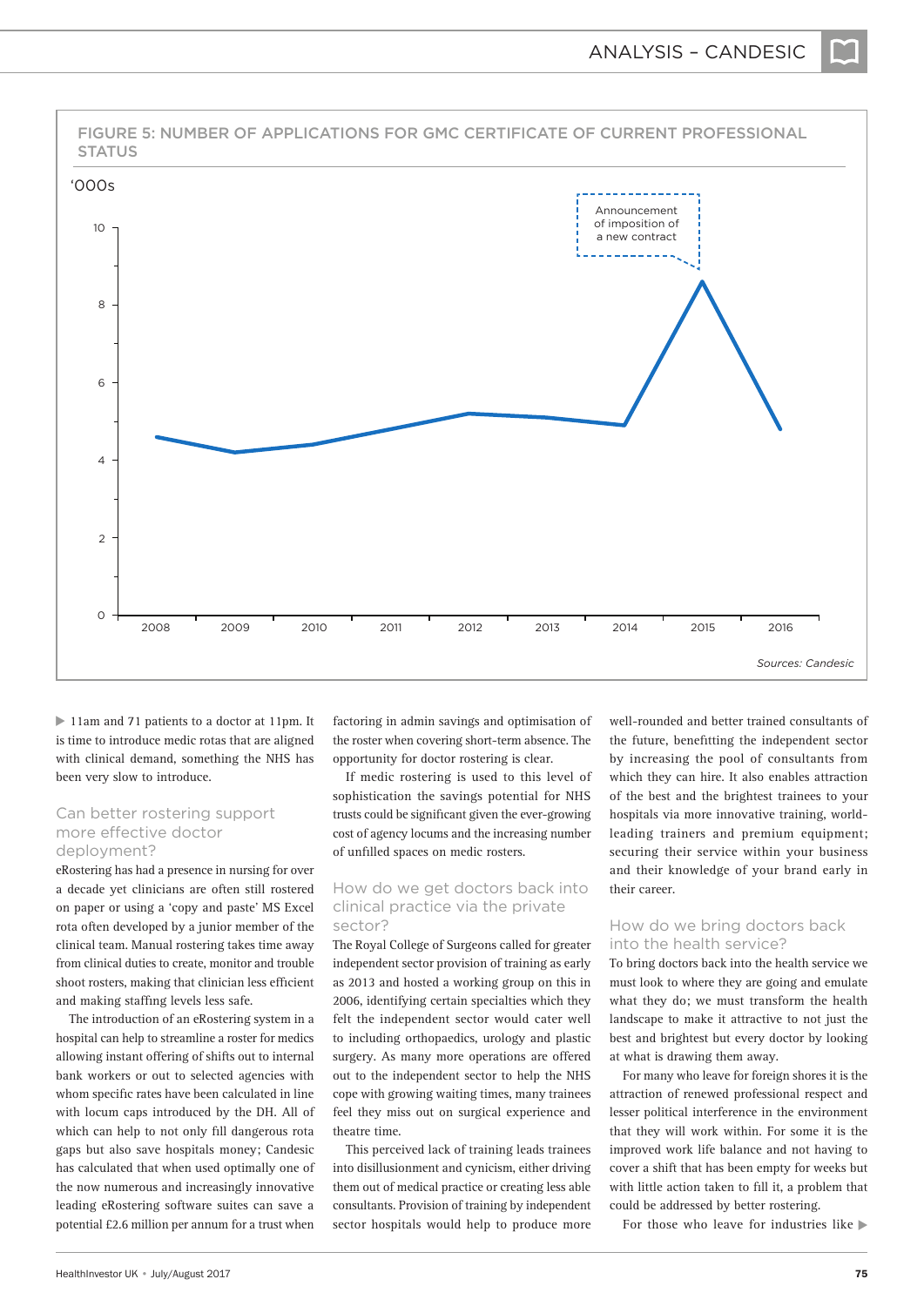**FIGURE 5: NUMBER OF APPLICATIONS FOR GMC CERTIFICATE OF CURRENT PROFESSIONAL STATUS**

'000s

Announcement of imposition of a new contract

*Sources: Candesic*

11am and 71 patients to a doctor at 11pm. It is time to introduce medic rotas that are aligned with clinical demand, something the NHS has been very slow to introduce.

## Can better rostering support more effective doctor deployment?

eRostering has had a presence in nursing for over a decade yet clinicians are often still rostered on paper or using a 'copy and paste' MS Excel rota often developed by a junior member of the clinical team. Manual rostering takes time away from clinical duties to create, monitor and trouble shoot rosters, making that clinician less efficient and making staffing levels less safe.

The introduction of an eRostering system in a hospital can help to streamline a roster for medics allowing instant offering of shifts out to internal bank workers or out to selected agencies with whom specific rates have been calculated in line with locum caps introduced by the DH. All of which can help to not only fill dangerous rota gaps but also save hospitals money; Candesic has calculated that when used optimally one of the now numerous and increasingly innovative leading eRostering software suites can save a potential £2.6 million per annum for a trust when factoring in admin savings and optimisation of the roster when covering short-term absence. The opportunity for doctor rostering is clear.

If medic rostering is used to this level of sophistication the savings potential for NHS trusts could be significant given the ever-growing cost of agency locums and the increasing number of unfilled spaces on medic rosters.

## How do we get doctors back into clinical practice via the private sector?

The Royal College of Surgeons called for greater independent sector provision of training as early as 2013 and hosted a working group on this in 2006, identifying certain specialties which they felt the independent sector would cater well to including orthopaedics, urology and plastic surgery. As many more operations are offered out to the independent sector to help the NHS cope with growing waiting times, many trainees feel they miss out on surgical experience and theatre time.

This perceived lack of training leads trainees into disillusionment and cynicism, either driving them out of medical practice or creating less able consultants. Provision of training by independent sector hospitals would help to produce more well-rounded and better trained consultants of the future, benefitting the independent sector by increasing the pool of consultants from which they can hire. It also enables attraction of the best and the brightest trainees to your hospitals via more innovative training, world-leading trainers and premium equipment; securing their service within your business and their knowledge of your brand early in their career.

## How do we bring doctors back into the health service?

To bring doctors back into the health service we must look to where they are going and emulate what they do; we must transform the health landscape to make it attractive to not just the best and brightest but every doctor by looking at what is drawing them away.

For many who leave for foreign shores it is the attraction of renewed professional respect and lesser political interference in the environment that they will work within. For some it is the improved work life balance and not having to cover a shift that has been empty for weeks but with little action taken to fill it, a problem that could be addressed by better rostering.

For those who leave for industries like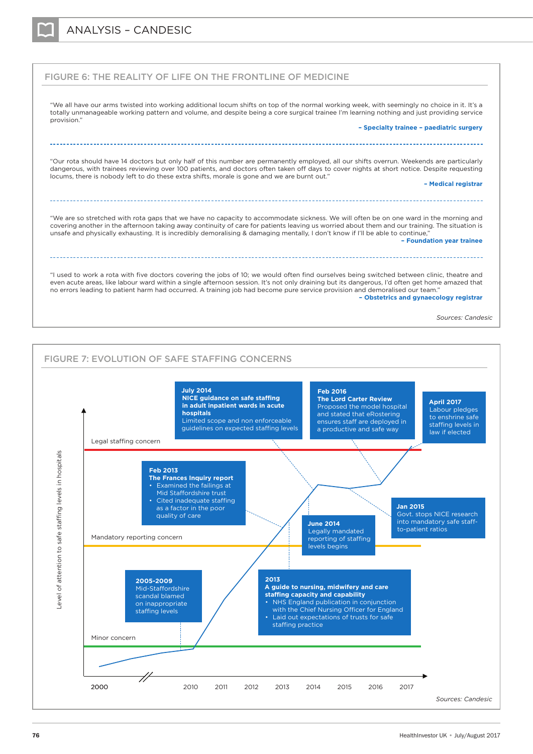## FIGURE 6: THE REALITY OF LIFE ON THE FRONTLINE OF MEDICINE

"We all have our arms twisted into working additional locum shifts on top of the normal working week, with seemingly no choice in it. It's a totally unmanageable working pattern and volume, and despite being a core surgical trainee I'm learning nothing and just providing service provision."

**– Specialty trainee – paediatric surgery**

---

"Our rota should have 14 doctors but only half of this number are permanently employed, all our shifts overrun. Weekends are particularly dangerous, with trainees reviewing over 100 patients, and doctors often taken off days to cover nights at short notice. Despite requesting locums, there is nobody left to do these extra shifts, morale is gone and we are burnt out."

**– Medical registrar**

---

"We are so stretched with rota gaps that we have no capacity to accommodate sickness. We will often be on one ward in the morning and covering another in the afternoon taking away continuity of care for patients leaving us worried about them and our training. The situation is unsafe and physically exhausting. It is incredibly demoralising & damaging mentally, I don't know if I'll be able to continue,"

**– Foundation year trainee**

---

"I used to work a rota with five doctors covering the jobs of 10; we would often find ourselves being switched between clinic, theatre and even acute areas, like labour ward within a single afternoon session. It's not only draining but its dangerous, I'd often get home amazed that no errors leading to patient harm had occurred. A training job had become pure service provision and demoralised our team."

**– Obstetrics and gynaecology registrar**

*Sources: Candesic*

## FIGURE 7: EVOLUTION OF SAFE STAFFING CONCERNS

Y-axis: Level of attention to safe staffing levels in hospitals

Levels: Legal staffing concern; Mandatory reporting concern; Minor concern

X-axis: 2000, 2010, 2011, 2012, 2013, 2014, 2015, 2016, 2017

- **2005-2009** Mid-Staffordshire scandal blamed on inappropriate staffing levels
- **Feb 2013** **The Frances Inquiry report**
  - Examined the failings at Mid Staffordshire trust
  - Cited inadequate staffing as a factor in the poor quality of care
- **2013** **A guide to nursing, midwifery and care staffing capacity and capability**
  - NHS England publication in conjunction with the Chief Nursing Officer for England
  - Laid out expectations of trusts for safe staffing practice
- **July 2014** **NICE guidance on safe staffing in adult inpatient wards in acute hospitals** Limited scope and non enforceable guidelines on expected staffing levels
- **June 2014** Legally mandated reporting of staffing levels begins
- **Jan 2015** Govt. stops NICE research into mandatory safe staff-to-patient ratios
- **Feb 2016** **The Lord Carter Review** Proposed the model hospital and stated that eRostering ensures staff are deployed in a productive and safe way
- **April 2017** Labour pledges to enshrine safe staffing levels in law if elected

*Sources: Candesic*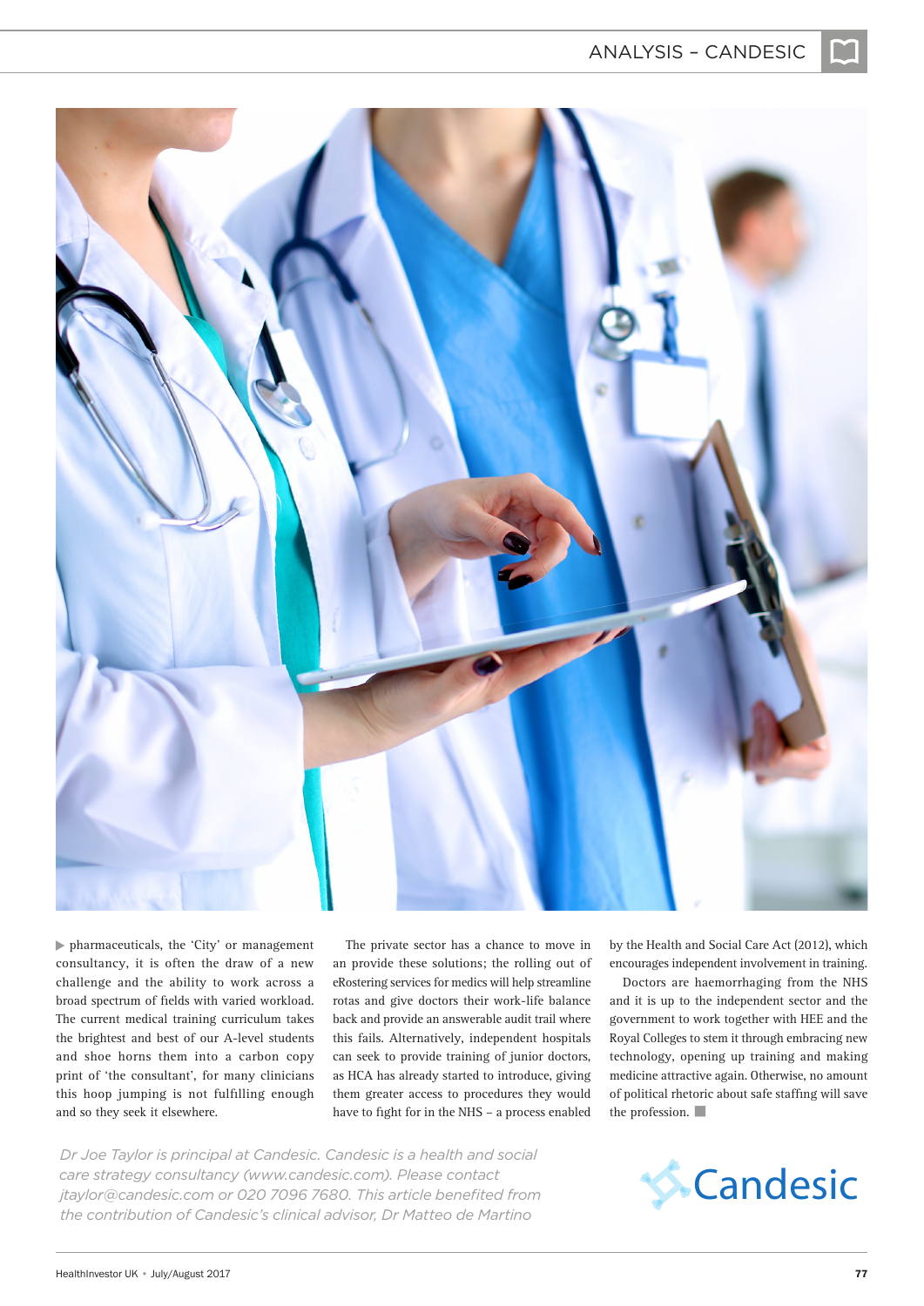pharmaceuticals, the 'City' or management consultancy, it is often the draw of a new challenge and the ability to work across a broad spectrum of fields with varied workload. The current medical training curriculum takes the brightest and best of our A-level students and shoe horns them into a carbon copy print of 'the consultant', for many clinicians this hoop jumping is not fulfilling enough and so they seek it elsewhere.

The private sector has a chance to move in an provide these solutions; the rolling out of eRostering services for medics will help streamline rotas and give doctors their work-life balance back and provide an answerable audit trail where this fails. Alternatively, independent hospitals can seek to provide training of junior doctors, as HCA has already started to introduce, giving them greater access to procedures they would have to fight for in the NHS – a process enabled by the Health and Social Care Act (2012), which encourages independent involvement in training.

Doctors are haemorrhaging from the NHS and it is up to the independent sector and the government to work together with HEE and the Royal Colleges to stem it through embracing new technology, opening up training and making medicine attractive again. Otherwise, no amount of political rhetoric about safe staffing will save the profession.

*Dr Joe Taylor is principal at Candesic. Candesic is a health and social care strategy consultancy (www.candesic.com). Please contact jtaylor@candesic.com or 020 7096 7680. This article benefited from the contribution of Candesic's clinical advisor, Dr Matteo de Martino*

Candesic